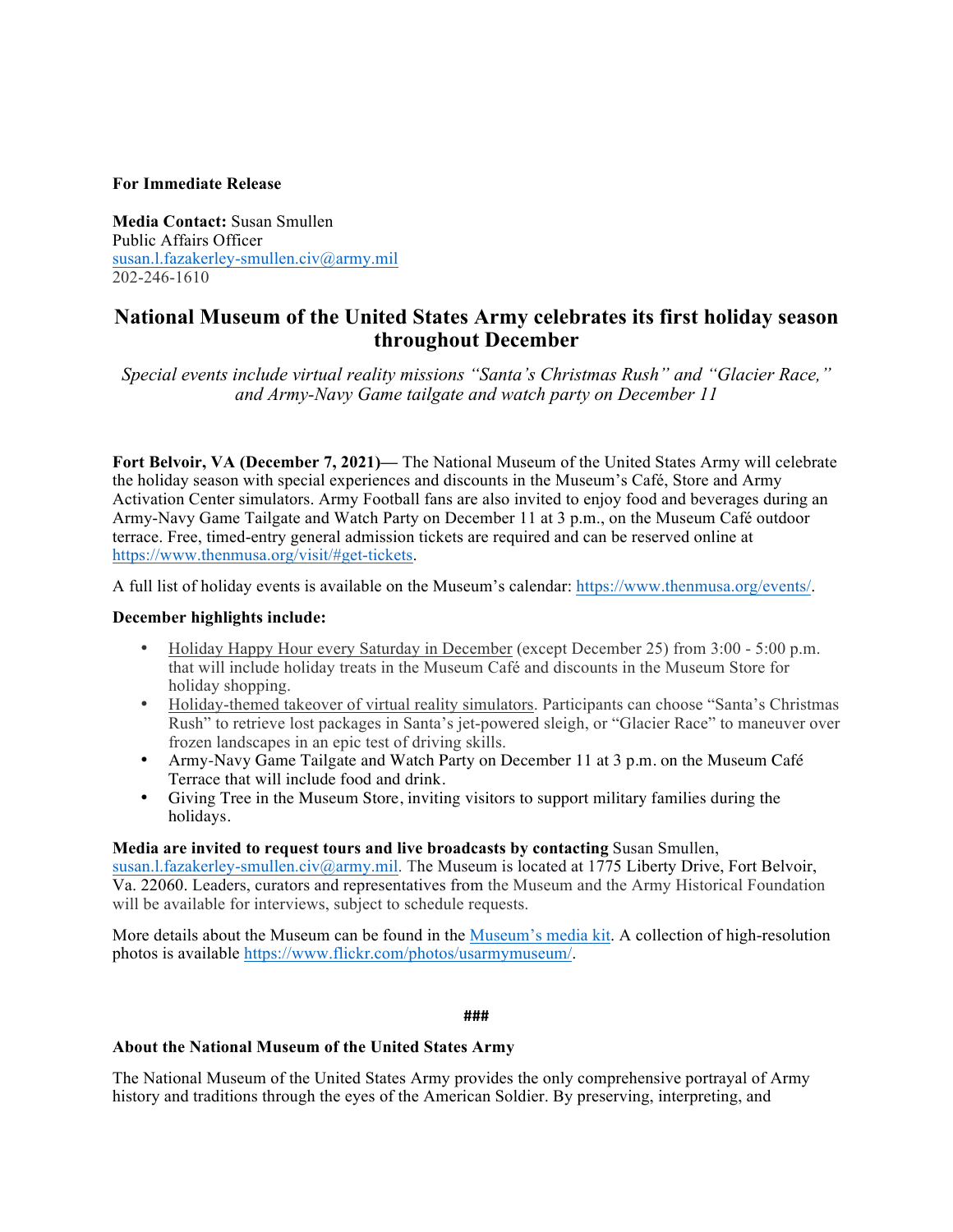**For Immediate Release**

**Media Contact:** Susan Smullen
Public Affairs Officer
susan.l.fazakerley-smullen.civ@army.mil
202-246-1610

# National Museum of the United States Army celebrates its first holiday season throughout December

*Special events include virtual reality missions "Santa's Christmas Rush" and "Glacier Race," and Army-Navy Game tailgate and watch party on December 11*

**Fort Belvoir, VA (December 7, 2021)—** The National Museum of the United States Army will celebrate the holiday season with special experiences and discounts in the Museum's Café, Store and Army Activation Center simulators. Army Football fans are also invited to enjoy food and beverages during an Army-Navy Game Tailgate and Watch Party on December 11 at 3 p.m., on the Museum Café outdoor terrace. Free, timed-entry general admission tickets are required and can be reserved online at https://www.thenmusa.org/visit/#get-tickets.

A full list of holiday events is available on the Museum's calendar: https://www.thenmusa.org/events/.

**December highlights include:**

- Holiday Happy Hour every Saturday in December (except December 25) from 3:00 - 5:00 p.m. that will include holiday treats in the Museum Café and discounts in the Museum Store for holiday shopping.
- Holiday-themed takeover of virtual reality simulators. Participants can choose "Santa's Christmas Rush" to retrieve lost packages in Santa's jet-powered sleigh, or "Glacier Race" to maneuver over frozen landscapes in an epic test of driving skills.
- Army-Navy Game Tailgate and Watch Party on December 11 at 3 p.m. on the Museum Café Terrace that will include food and drink.
- Giving Tree in the Museum Store, inviting visitors to support military families during the holidays.

**Media are invited to request tours and live broadcasts by contacting** Susan Smullen, susan.l.fazakerley-smullen.civ@army.mil. The Museum is located at 1775 Liberty Drive, Fort Belvoir, Va. 22060. Leaders, curators and representatives from the Museum and the Army Historical Foundation will be available for interviews, subject to schedule requests.

More details about the Museum can be found in the Museum's media kit. A collection of high-resolution photos is available https://www.flickr.com/photos/usarmymuseum/.

###

**About the National Museum of the United States Army**

The National Museum of the United States Army provides the only comprehensive portrayal of Army history and traditions through the eyes of the American Soldier. By preserving, interpreting, and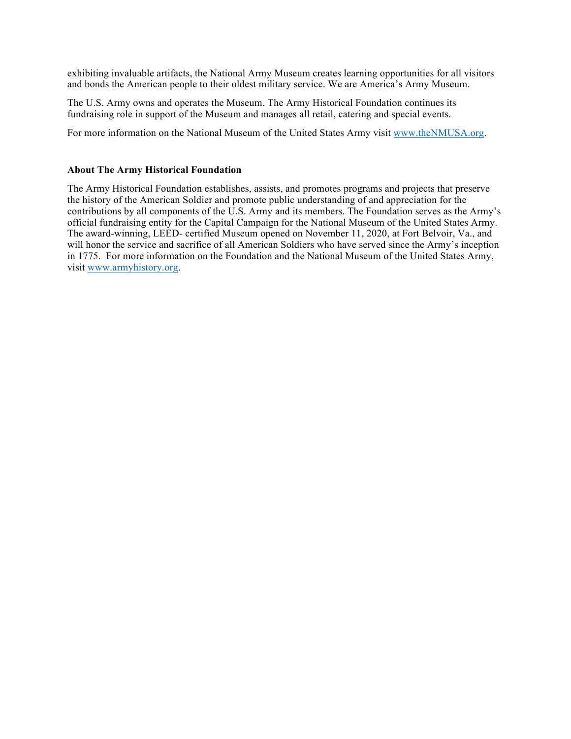exhibiting invaluable artifacts, the National Army Museum creates learning opportunities for all visitors and bonds the American people to their oldest military service. We are America's Army Museum.

The U.S. Army owns and operates the Museum. The Army Historical Foundation continues its fundraising role in support of the Museum and manages all retail, catering and special events.

For more information on the National Museum of the United States Army visit www.theNMUSA.org.

**About The Army Historical Foundation**

The Army Historical Foundation establishes, assists, and promotes programs and projects that preserve the history of the American Soldier and promote public understanding of and appreciation for the contributions by all components of the U.S. Army and its members. The Foundation serves as the Army's official fundraising entity for the Capital Campaign for the National Museum of the United States Army. The award-winning, LEED- certified Museum opened on November 11, 2020, at Fort Belvoir, Va., and will honor the service and sacrifice of all American Soldiers who have served since the Army's inception in 1775. For more information on the Foundation and the National Museum of the United States Army, visit www.armyhistory.org.